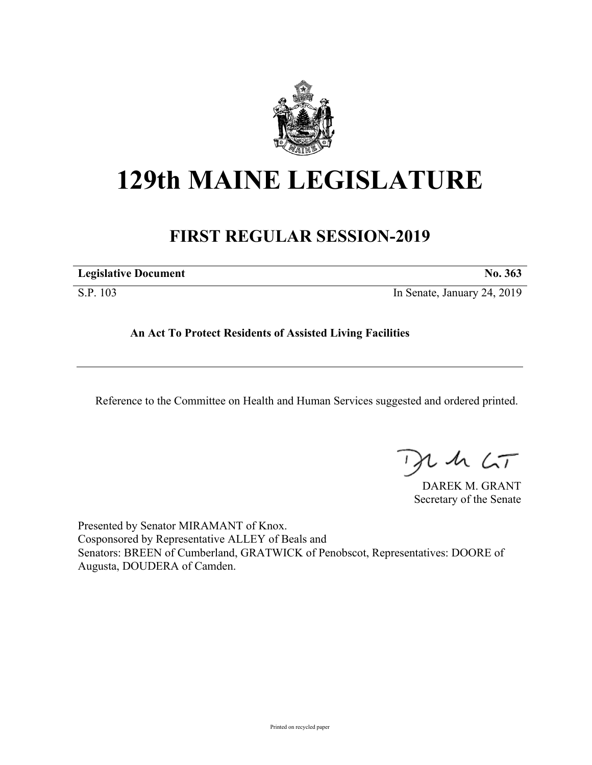# 129th MAINE LEGISLATURE

## FIRST REGULAR SESSION-2019

| **Legislative Document** | **No. 363** |
|---|---|
| S.P. 103 | In Senate, January 24, 2019 |

**An Act To Protect Residents of Assisted Living Facilities**

Reference to the Committee on Health and Human Services suggested and ordered printed.

DAREK M. GRANT
Secretary of the Senate

Presented by Senator MIRAMANT of Knox.
Cosponsored by Representative ALLEY of Beals and
Senators: BREEN of Cumberland, GRATWICK of Penobscot, Representatives: DOORE of Augusta, DOUDERA of Camden.

Printed on recycled paper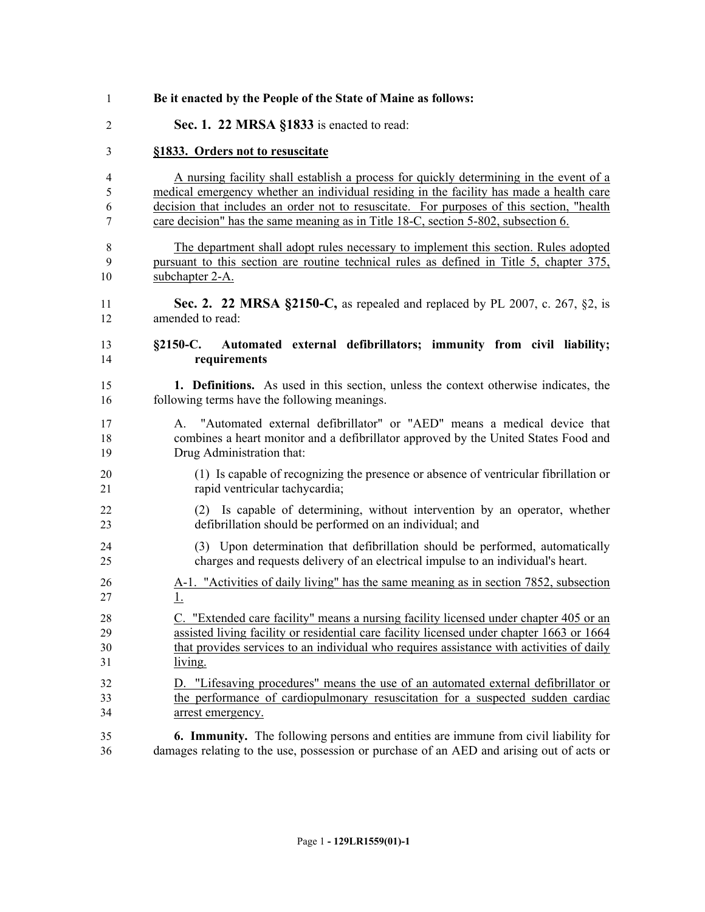**Be it enacted by the People of the State of Maine as follows:**

**Sec. 1. 22 MRSA §1833** is enacted to read:

**§1833. Orders not to resuscitate**

A nursing facility shall establish a process for quickly determining in the event of a medical emergency whether an individual residing in the facility has made a health care decision that includes an order not to resuscitate. For purposes of this section, "health care decision" has the same meaning as in Title 18-C, section 5-802, subsection 6.

The department shall adopt rules necessary to implement this section. Rules adopted pursuant to this section are routine technical rules as defined in Title 5, chapter 375, subchapter 2-A.

**Sec. 2. 22 MRSA §2150-C,** as repealed and replaced by PL 2007, c. 267, §2, is amended to read:

**§2150-C. Automated external defibrillators; immunity from civil liability; requirements**

**1. Definitions.** As used in this section, unless the context otherwise indicates, the following terms have the following meanings.

A. "Automated external defibrillator" or "AED" means a medical device that combines a heart monitor and a defibrillator approved by the United States Food and Drug Administration that:

(1) Is capable of recognizing the presence or absence of ventricular fibrillation or rapid ventricular tachycardia;

(2) Is capable of determining, without intervention by an operator, whether defibrillation should be performed on an individual; and

(3) Upon determination that defibrillation should be performed, automatically charges and requests delivery of an electrical impulse to an individual's heart.

A-1. "Activities of daily living" has the same meaning as in section 7852, subsection 1.

C. "Extended care facility" means a nursing facility licensed under chapter 405 or an assisted living facility or residential care facility licensed under chapter 1663 or 1664 that provides services to an individual who requires assistance with activities of daily living.

D. "Lifesaving procedures" means the use of an automated external defibrillator or the performance of cardiopulmonary resuscitation for a suspected sudden cardiac arrest emergency.

**6. Immunity.** The following persons and entities are immune from civil liability for damages relating to the use, possession or purchase of an AED and arising out of acts or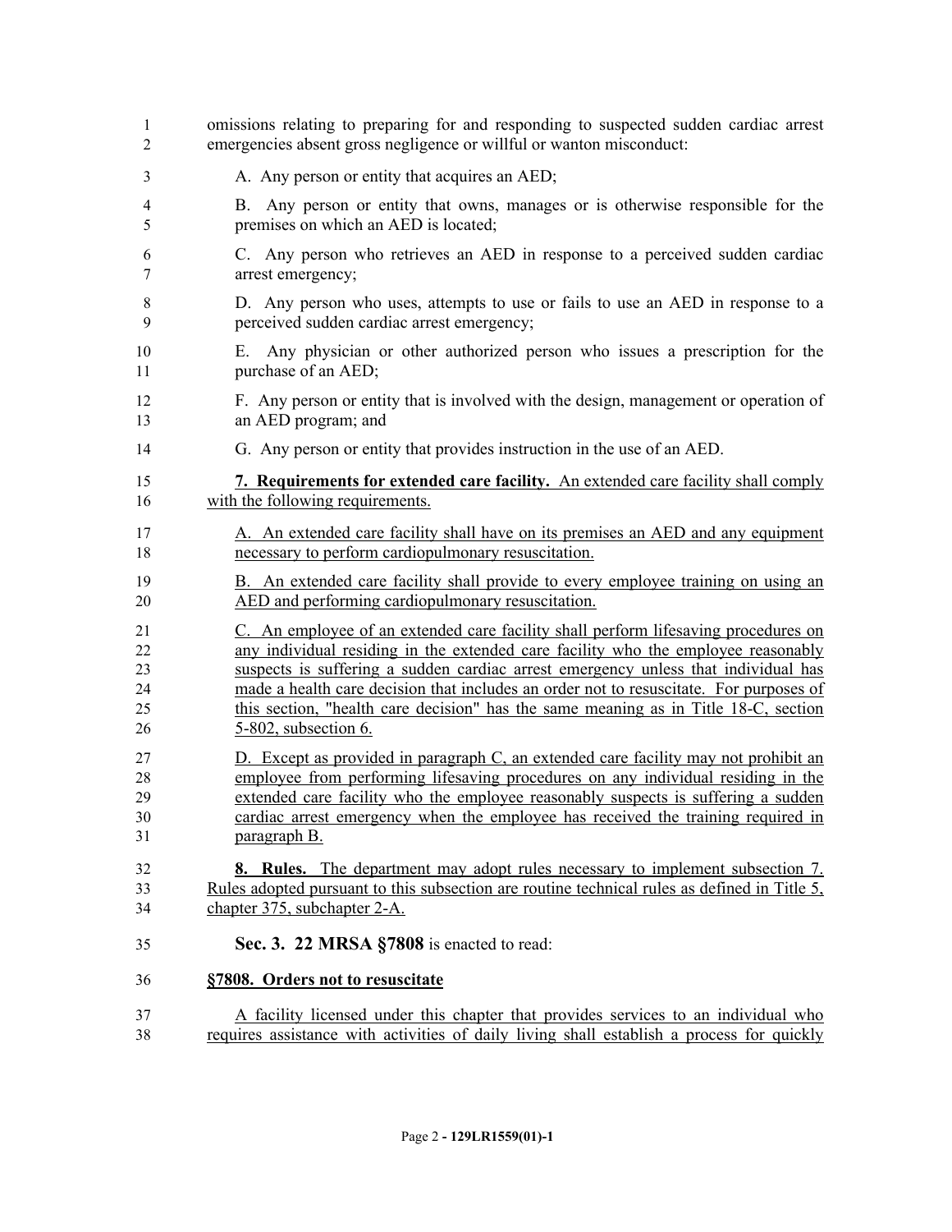omissions relating to preparing for and responding to suspected sudden cardiac arrest emergencies absent gross negligence or willful or wanton misconduct:

A. Any person or entity that acquires an AED;

B. Any person or entity that owns, manages or is otherwise responsible for the premises on which an AED is located;

C. Any person who retrieves an AED in response to a perceived sudden cardiac arrest emergency;

D. Any person who uses, attempts to use or fails to use an AED in response to a perceived sudden cardiac arrest emergency;

E. Any physician or other authorized person who issues a prescription for the purchase of an AED;

F. Any person or entity that is involved with the design, management or operation of an AED program; and

G. Any person or entity that provides instruction in the use of an AED.

**7. Requirements for extended care facility.** An extended care facility shall comply with the following requirements.

A. An extended care facility shall have on its premises an AED and any equipment necessary to perform cardiopulmonary resuscitation.

B. An extended care facility shall provide to every employee training on using an AED and performing cardiopulmonary resuscitation.

C. An employee of an extended care facility shall perform lifesaving procedures on any individual residing in the extended care facility who the employee reasonably suspects is suffering a sudden cardiac arrest emergency unless that individual has made a health care decision that includes an order not to resuscitate. For purposes of this section, "health care decision" has the same meaning as in Title 18-C, section 5-802, subsection 6.

D. Except as provided in paragraph C, an extended care facility may not prohibit an employee from performing lifesaving procedures on any individual residing in the extended care facility who the employee reasonably suspects is suffering a sudden cardiac arrest emergency when the employee has received the training required in paragraph B.

**8. Rules.** The department may adopt rules necessary to implement subsection 7. Rules adopted pursuant to this subsection are routine technical rules as defined in Title 5, chapter 375, subchapter 2-A.

**Sec. 3. 22 MRSA §7808** is enacted to read:

**§7808. Orders not to resuscitate**

A facility licensed under this chapter that provides services to an individual who requires assistance with activities of daily living shall establish a process for quickly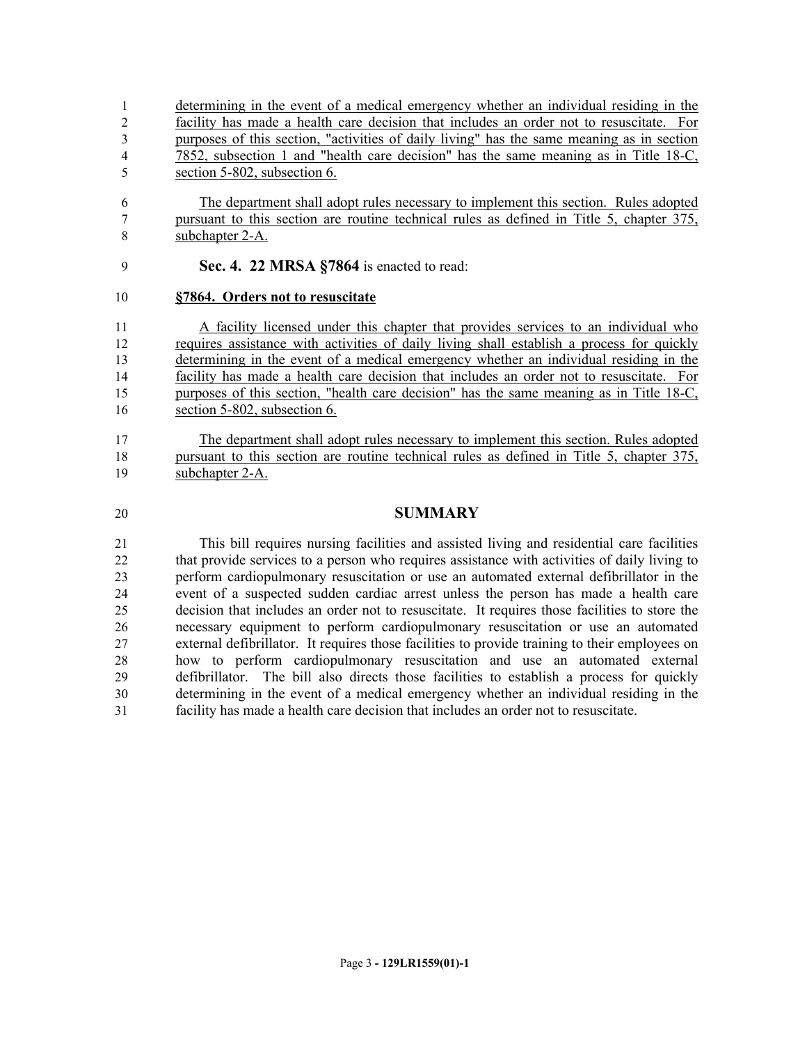determining in the event of a medical emergency whether an individual residing in the facility has made a health care decision that includes an order not to resuscitate. For purposes of this section, "activities of daily living" has the same meaning as in section 7852, subsection 1 and "health care decision" has the same meaning as in Title 18-C, section 5-802, subsection 6.

The department shall adopt rules necessary to implement this section. Rules adopted pursuant to this section are routine technical rules as defined in Title 5, chapter 375, subchapter 2-A.

**Sec. 4. 22 MRSA §7864** is enacted to read:

**§7864. Orders not to resuscitate**

A facility licensed under this chapter that provides services to an individual who requires assistance with activities of daily living shall establish a process for quickly determining in the event of a medical emergency whether an individual residing in the facility has made a health care decision that includes an order not to resuscitate. For purposes of this section, "health care decision" has the same meaning as in Title 18-C, section 5-802, subsection 6.

The department shall adopt rules necessary to implement this section. Rules adopted pursuant to this section are routine technical rules as defined in Title 5, chapter 375, subchapter 2-A.

## SUMMARY

This bill requires nursing facilities and assisted living and residential care facilities that provide services to a person who requires assistance with activities of daily living to perform cardiopulmonary resuscitation or use an automated external defibrillator in the event of a suspected sudden cardiac arrest unless the person has made a health care decision that includes an order not to resuscitate. It requires those facilities to store the necessary equipment to perform cardiopulmonary resuscitation or use an automated external defibrillator. It requires those facilities to provide training to their employees on how to perform cardiopulmonary resuscitation and use an automated external defibrillator. The bill also directs those facilities to establish a process for quickly determining in the event of a medical emergency whether an individual residing in the facility has made a health care decision that includes an order not to resuscitate.